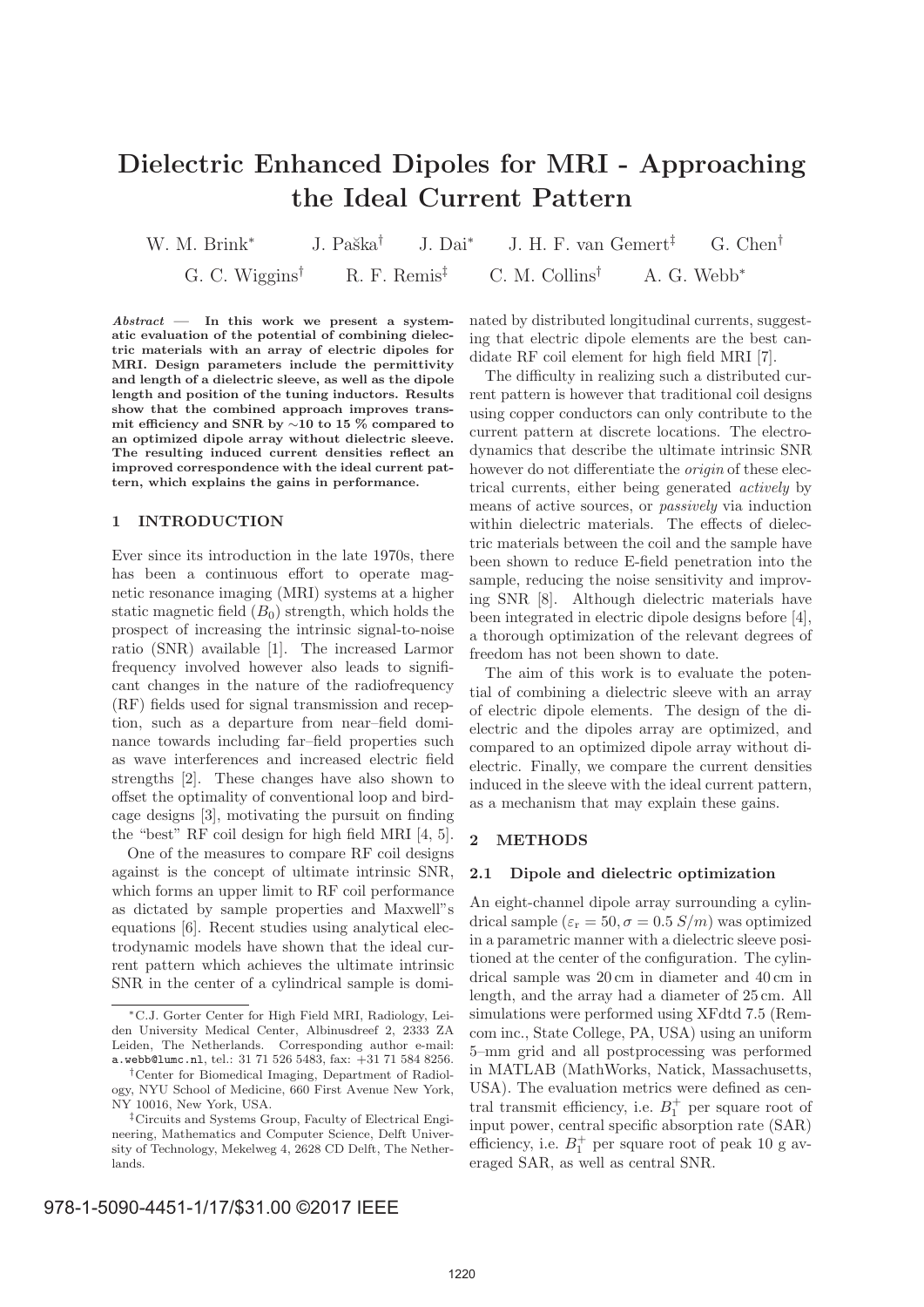# Dielectric Enhanced Dipoles for MRI - Approaching the Ideal Current Pattern

W. M. Brink[*] J. Paška[†] J. Dai[*] J. H. F. van Gemert[‡] G. Chen[†]
G. C. Wiggins[†] R. F. Remis[‡] C. M. Collins[†] A. G. Webb[*]

***Abstract* — In this work we present a systematic evaluation of the potential of combining dielectric materials with an array of electric dipoles for MRI. Design parameters include the permittivity and length of a dielectric sleeve, as well as the dipole length and position of the tuning inductors. Results show that the combined approach improves transmit efficiency and SNR by ∼10 to 15 % compared to an optimized dipole array without dielectric sleeve. The resulting induced current densities reflect an improved correspondence with the ideal current pattern, which explains the gains in performance.**

## 1 INTRODUCTION

Ever since its introduction in the late 1970s, there has been a continuous effort to operate magnetic resonance imaging (MRI) systems at a higher static magnetic field ($B_0$) strength, which holds the prospect of increasing the intrinsic signal-to-noise ratio (SNR) available [1]. The increased Larmor frequency involved however also leads to significant changes in the nature of the radiofrequency (RF) fields used for signal transmission and reception, such as a departure from near–field dominance towards including far–field properties such as wave interferences and increased electric field strengths [2]. These changes have also shown to offset the optimality of conventional loop and birdcage designs [3], motivating the pursuit on finding the "best" RF coil design for high field MRI [4, 5].

One of the measures to compare RF coil designs against is the concept of ultimate intrinsic SNR, which forms an upper limit to RF coil performance as dictated by sample properties and Maxwell"s equations [6]. Recent studies using analytical electrodynamic models have shown that the ideal current pattern which achieves the ultimate intrinsic SNR in the center of a cylindrical sample is dominated by distributed longitudinal currents, suggesting that electric dipole elements are the best candidate RF coil element for high field MRI [7].

The difficulty in realizing such a distributed current pattern is however that traditional coil designs using copper conductors can only contribute to the current pattern at discrete locations. The electrodynamics that describe the ultimate intrinsic SNR however do not differentiate the *origin* of these electrical currents, either being generated *actively* by means of active sources, or *passively* via induction within dielectric materials. The effects of dielectric materials between the coil and the sample have been shown to reduce E-field penetration into the sample, reducing the noise sensitivity and improving SNR [8]. Although dielectric materials have been integrated in electric dipole designs before [4], a thorough optimization of the relevant degrees of freedom has not been shown to date.

The aim of this work is to evaluate the potential of combining a dielectric sleeve with an array of electric dipole elements. The design of the dielectric and the dipoles array are optimized, and compared to an optimized dipole array without dielectric. Finally, we compare the current densities induced in the sleeve with the ideal current pattern, as a mechanism that may explain these gains.

## 2 METHODS

### 2.1 Dipole and dielectric optimization

An eight-channel dipole array surrounding a cylindrical sample ($\varepsilon_r = 50, \sigma = 0.5\ S/m$) was optimized in a parametric manner with a dielectric sleeve positioned at the center of the configuration. The cylindrical sample was 20 cm in diameter and 40 cm in length, and the array had a diameter of 25 cm. All simulations were performed using XFdtd 7.5 (Remcom inc., State College, PA, USA) using an uniform 5–mm grid and all postprocessing was performed in MATLAB (MathWorks, Natick, Massachusetts, USA). The evaluation metrics were defined as central transmit efficiency, i.e. $B_1^+$ per square root of input power, central specific absorption rate (SAR) efficiency, i.e. $B_1^+$ per square root of peak 10 g averaged SAR, as well as central SNR.

[*]C.J. Gorter Center for High Field MRI, Radiology, Leiden University Medical Center, Albinusdreef 2, 2333 ZA Leiden, The Netherlands. Corresponding author e-mail: a.webb@lumc.nl, tel.: 31 71 526 5483, fax: +31 71 584 8256.

[†]Center for Biomedical Imaging, Department of Radiology, NYU School of Medicine, 660 First Avenue New York, NY 10016, New York, USA.

[‡]Circuits and Systems Group, Faculty of Electrical Engineering, Mathematics and Computer Science, Delft University of Technology, Mekelweg 4, 2628 CD Delft, The Netherlands.

978-1-5090-4451-1/17/$31.00 ©2017 IEEE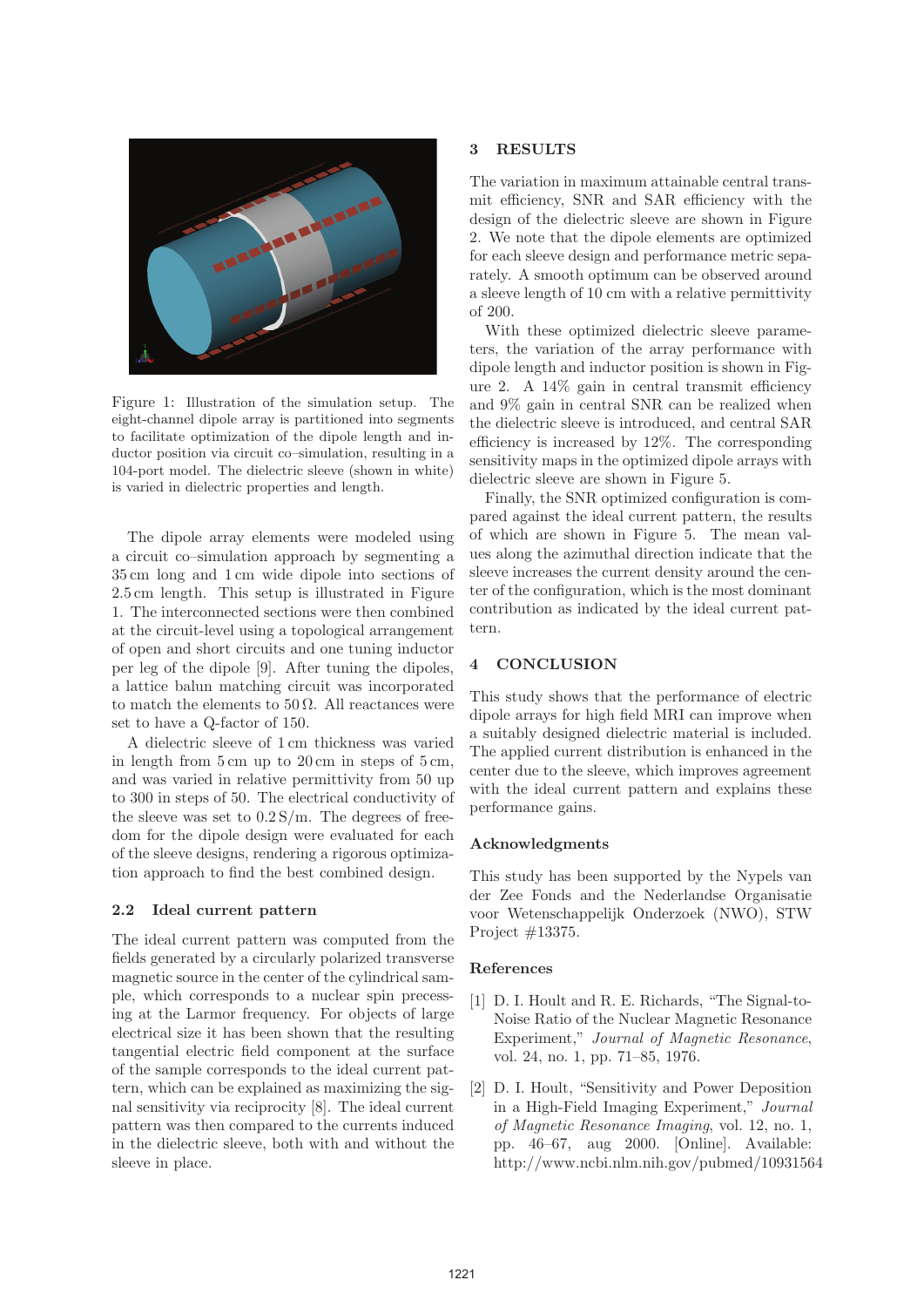Figure 1: Illustration of the simulation setup. The eight-channel dipole array is partitioned into segments to facilitate optimization of the dipole length and inductor position via circuit co–simulation, resulting in a 104-port model. The dielectric sleeve (shown in white) is varied in dielectric properties and length.

The dipole array elements were modeled using a circuit co–simulation approach by segmenting a 35 cm long and 1 cm wide dipole into sections of 2.5 cm length. This setup is illustrated in Figure 1. The interconnected sections were then combined at the circuit-level using a topological arrangement of open and short circuits and one tuning inductor per leg of the dipole [9]. After tuning the dipoles, a lattice balun matching circuit was incorporated to match the elements to 50 Ω. All reactances were set to have a Q-factor of 150.

A dielectric sleeve of 1 cm thickness was varied in length from 5 cm up to 20 cm in steps of 5 cm, and was varied in relative permittivity from 50 up to 300 in steps of 50. The electrical conductivity of the sleeve was set to 0.2 S/m. The degrees of freedom for the dipole design were evaluated for each of the sleeve designs, rendering a rigorous optimization approach to find the best combined design.

### 2.2 Ideal current pattern

The ideal current pattern was computed from the fields generated by a circularly polarized transverse magnetic source in the center of the cylindrical sample, which corresponds to a nuclear spin precessing at the Larmor frequency. For objects of large electrical size it has been shown that the resulting tangential electric field component at the surface of the sample corresponds to the ideal current pattern, which can be explained as maximizing the signal sensitivity via reciprocity [8]. The ideal current pattern was then compared to the currents induced in the dielectric sleeve, both with and without the sleeve in place.

## 3 RESULTS

The variation in maximum attainable central transmit efficiency, SNR and SAR efficiency with the design of the dielectric sleeve are shown in Figure 2. We note that the dipole elements are optimized for each sleeve design and performance metric separately. A smooth optimum can be observed around a sleeve length of 10 cm with a relative permittivity of 200.

With these optimized dielectric sleeve parameters, the variation of the array performance with dipole length and inductor position is shown in Figure 2. A 14% gain in central transmit efficiency and 9% gain in central SNR can be realized when the dielectric sleeve is introduced, and central SAR efficiency is increased by 12%. The corresponding sensitivity maps in the optimized dipole arrays with dielectric sleeve are shown in Figure 5.

Finally, the SNR optimized configuration is compared against the ideal current pattern, the results of which are shown in Figure 5. The mean values along the azimuthal direction indicate that the sleeve increases the current density around the center of the configuration, which is the most dominant contribution as indicated by the ideal current pattern.

## 4 CONCLUSION

This study shows that the performance of electric dipole arrays for high field MRI can improve when a suitably designed dielectric material is included. The applied current distribution is enhanced in the center due to the sleeve, which improves agreement with the ideal current pattern and explains these performance gains.

### Acknowledgments

This study has been supported by the Nypels van der Zee Fonds and the Nederlandse Organisatie voor Wetenschappelijk Onderzoek (NWO), STW Project #13375.

### References

[1] D. I. Hoult and R. E. Richards, "The Signal-to-Noise Ratio of the Nuclear Magnetic Resonance Experiment," *Journal of Magnetic Resonance*, vol. 24, no. 1, pp. 71–85, 1976.

[2] D. I. Hoult, "Sensitivity and Power Deposition in a High-Field Imaging Experiment," *Journal of Magnetic Resonance Imaging*, vol. 12, no. 1, pp. 46–67, aug 2000. [Online]. Available: http://www.ncbi.nlm.nih.gov/pubmed/10931564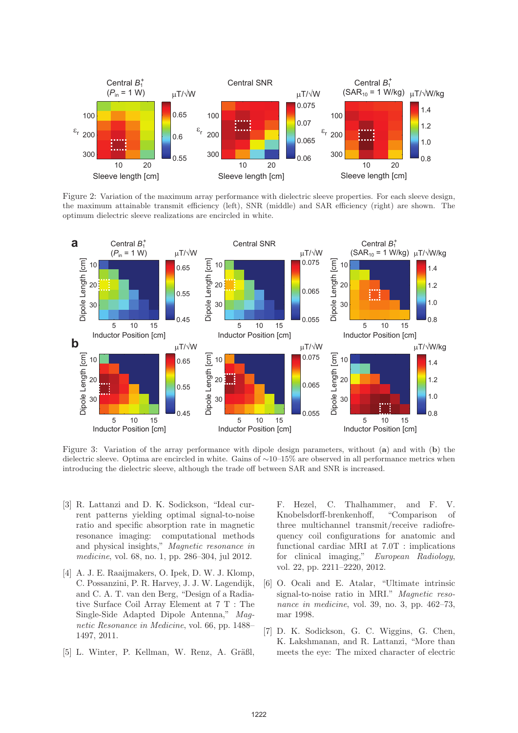Figure 2: Variation of the maximum array performance with dielectric sleeve properties. For each sleeve design, the maximum attainable transmit efficiency (left), SNR (middle) and SAR efficiency (right) are shown. The optimum dielectric sleeve realizations are encircled in white.

Figure 3: Variation of the array performance with dipole design parameters, without (**a**) and with (**b**) the dielectric sleeve. Optima are encircled in white. Gains of ∼10–15% are observed in all performance metrics when introducing the dielectric sleeve, although the trade off between SAR and SNR is increased.

[3] R. Lattanzi and D. K. Sodickson, "Ideal current patterns yielding optimal signal-to-noise ratio and specific absorption rate in magnetic resonance imaging: computational methods and physical insights," *Magnetic resonance in medicine*, vol. 68, no. 1, pp. 286–304, jul 2012.

[4] A. J. E. Raaijmakers, O. Ipek, D. W. J. Klomp, C. Possanzini, P. R. Harvey, J. J. W. Lagendijk, and C. A. T. van den Berg, "Design of a Radiative Surface Coil Array Element at 7 T : The Single-Side Adapted Dipole Antenna," *Magnetic Resonance in Medicine*, vol. 66, pp. 1488–1497, 2011.

[5] L. Winter, P. Kellman, W. Renz, A. Gräßl, F. Hezel, C. Thalhammer, and F. V. Knobelsdorff-brenkenhoff, "Comparison of three multichannel transmit/receive radiofrequency coil configurations for anatomic and functional cardiac MRI at 7.0T : implications for clinical imaging," *European Radiology*, vol. 22, pp. 2211–2220, 2012.

[6] O. Ocali and E. Atalar, "Ultimate intrinsic signal-to-noise ratio in MRI." *Magnetic resonance in medicine*, vol. 39, no. 3, pp. 462–73, mar 1998.

[7] D. K. Sodickson, G. C. Wiggins, G. Chen, K. Lakshmanan, and R. Lattanzi, "More than meets the eye: The mixed character of electric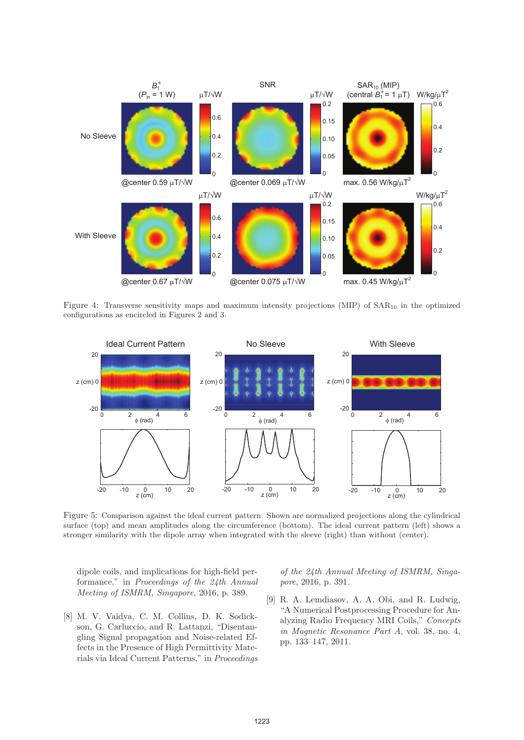$B_1^+$
($P_{in}$ = 1 W)

μT/√W

SNR

μT/√W

$SAR_{10}$ (MIP)
(central $B_1^+$ = 1 μT)

W/kg/μT$^2$

No Sleeve

0.6
0.4
0.2
0

0.2
0.15
0.10
0.05
0

0.6
0.4
0.2
0

@center 0.59 μT/√W

@center 0.069 μT/√W

max. 0.56 W/kg/μT$^2$

With Sleeve

μT/√W

μT/√W

W/kg/μT$^2$

0.6
0.4
0.2
0

0.2
0.15
0.10
0.05
0

0.6
0.4
0.2
0

@center 0.67 μT/√W

@center 0.075 μT/√W

max. 0.45 W/kg/μT$^2$

Figure 4: Transverse sensitivity maps and maximum intensity projections (MIP) of $SAR_{10}$ in the optimized configurations as encircled in Figures 2 and 3.

Ideal Current Pattern

No Sleeve

With Sleeve

20
z (cm) 0
-20

0 2 4 6
ϕ (rad)

-20 -10 0 10 20
z (cm)

Figure 5: Comparison against the ideal current pattern. Shown are normalized projections along the cylindrical surface (top) and mean amplitudes along the circumference (bottom). The ideal current pattern (left) shows a stronger similarity with the dipole array when integrated with the sleeve (right) than without (center).

dipole coils, and implications for high-field performance," in *Proceedings of the 24th Annual Meeting of ISMRM, Singapore*, 2016, p. 389.

[8] M. V. Vaidya, C. M. Collins, D. K. Sodickson, G. Carluccio, and R. Lattanzi, "Disentangling Signal propagation and Noise-related Effects in the Presence of High Permittivity Materials via Ideal Current Patterns," in *Proceedings of the 24th Annual Meeting of ISMRM, Singapore*, 2016, p. 391.

[9] R. A. Lemdiasov, A. A. Obi, and R. Ludwig, "A Numerical Postprocessing Procedure for Analyzing Radio Frequency MRI Coils," *Concepts in Magnetic Resonance Part A*, vol. 38, no. 4, pp. 133–147, 2011.